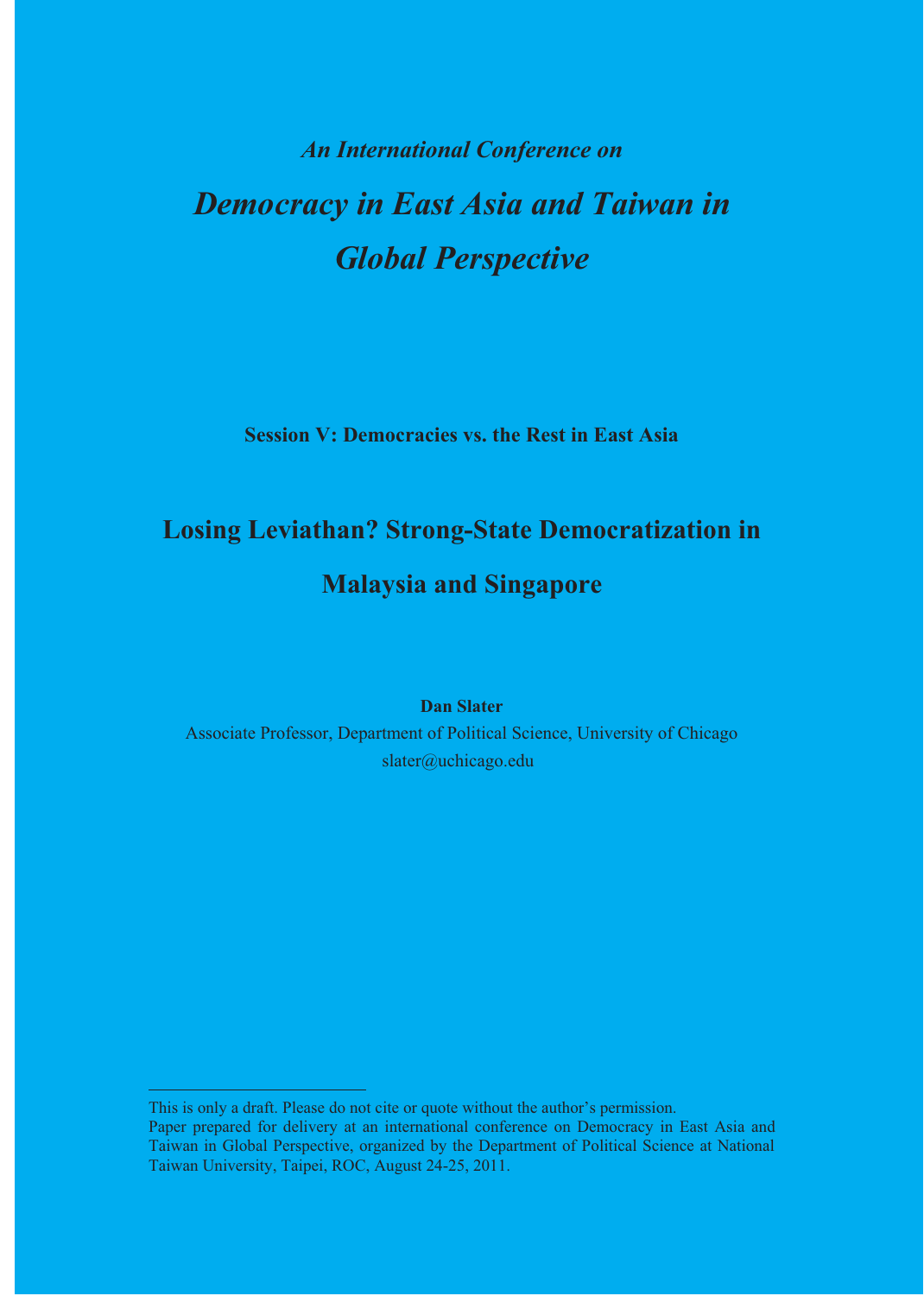*An International Conference on*

# *Democracy in East Asia and Taiwan in Global Perspective*

**Session V: Democracies vs. the Rest in East Asia**

## Losing Leviathan? Strong-State Democratization in Malaysia and Singapore

**Dan Slater**

Associate Professor, Department of Political Science, University of Chicago

slater@uchicago.edu

---

This is only a draft. Please do not cite or quote without the author's permission.

Paper prepared for delivery at an international conference on Democracy in East Asia and Taiwan in Global Perspective, organized by the Department of Political Science at National Taiwan University, Taipei, ROC, August 24-25, 2011.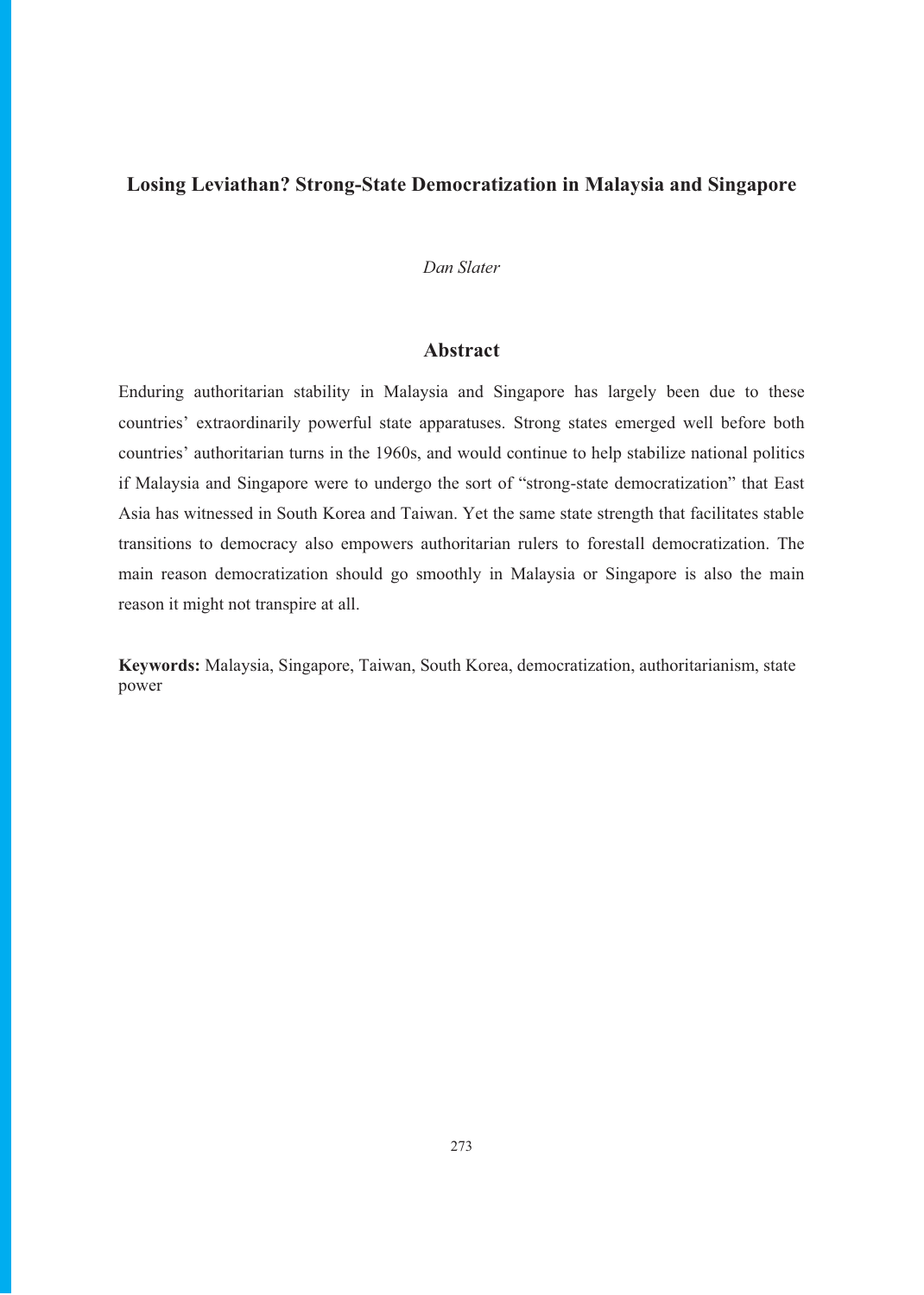# Losing Leviathan? Strong-State Democratization in Malaysia and Singapore

*Dan Slater*

## Abstract

Enduring authoritarian stability in Malaysia and Singapore has largely been due to these countries' extraordinarily powerful state apparatuses. Strong states emerged well before both countries' authoritarian turns in the 1960s, and would continue to help stabilize national politics if Malaysia and Singapore were to undergo the sort of "strong-state democratization" that East Asia has witnessed in South Korea and Taiwan. Yet the same state strength that facilitates stable transitions to democracy also empowers authoritarian rulers to forestall democratization. The main reason democratization should go smoothly in Malaysia or Singapore is also the main reason it might not transpire at all.

**Keywords:** Malaysia, Singapore, Taiwan, South Korea, democratization, authoritarianism, state power